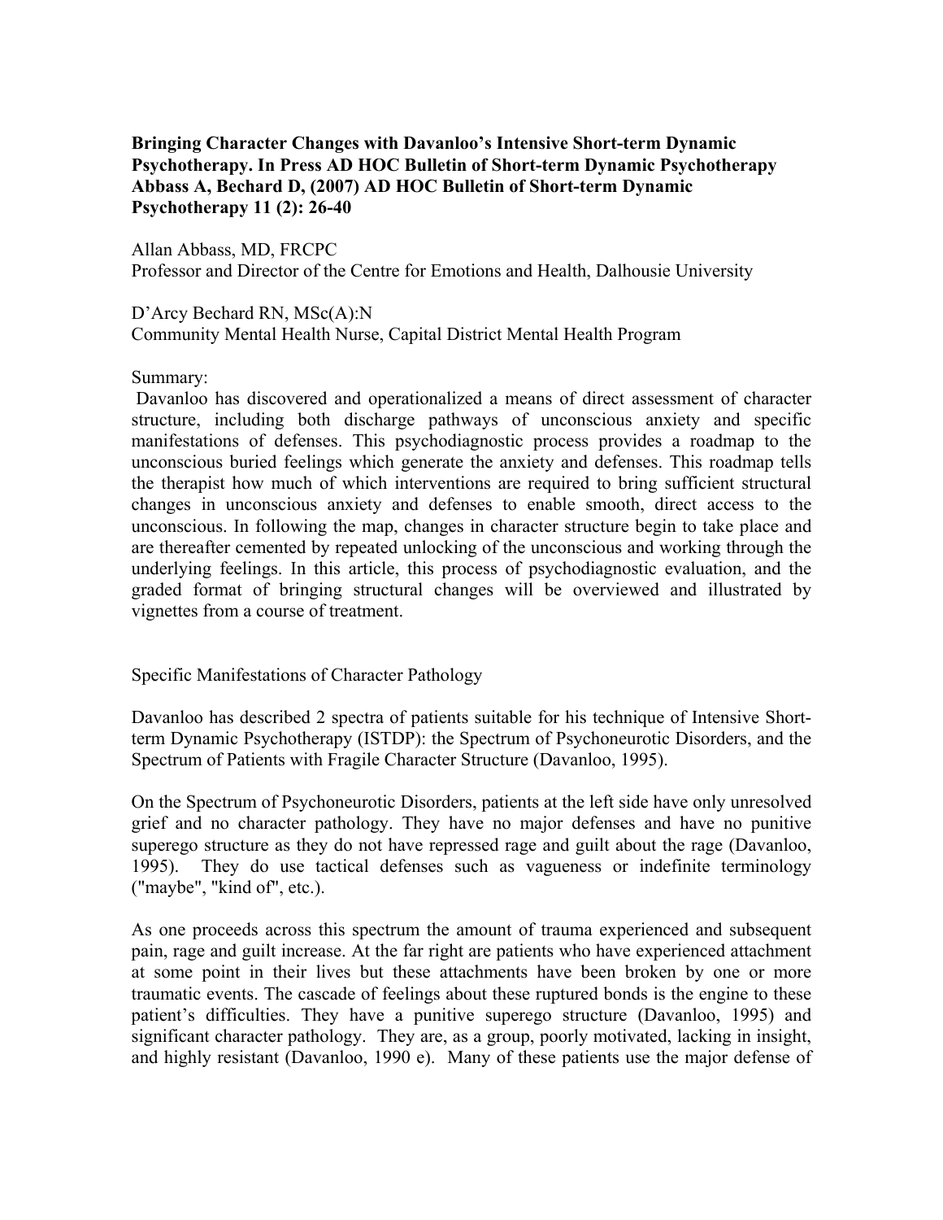**Bringing Character Changes with Davanloo's Intensive Short-term Dynamic Psychotherapy. In Press AD HOC Bulletin of Short-term Dynamic Psychotherapy Abbass A, Bechard D, (2007) AD HOC Bulletin of Short-term Dynamic Psychotherapy 11 (2): 26-40**

Allan Abbass, MD, FRCPC
Professor and Director of the Centre for Emotions and Health, Dalhousie University

D'Arcy Bechard RN, MSc(A):N
Community Mental Health Nurse, Capital District Mental Health Program

Summary:

Davanloo has discovered and operationalized a means of direct assessment of character structure, including both discharge pathways of unconscious anxiety and specific manifestations of defenses. This psychodiagnostic process provides a roadmap to the unconscious buried feelings which generate the anxiety and defenses. This roadmap tells the therapist how much of which interventions are required to bring sufficient structural changes in unconscious anxiety and defenses to enable smooth, direct access to the unconscious. In following the map, changes in character structure begin to take place and are thereafter cemented by repeated unlocking of the unconscious and working through the underlying feelings. In this article, this process of psychodiagnostic evaluation, and the graded format of bringing structural changes will be overviewed and illustrated by vignettes from a course of treatment.

## Specific Manifestations of Character Pathology

Davanloo has described 2 spectra of patients suitable for his technique of Intensive Short-term Dynamic Psychotherapy (ISTDP): the Spectrum of Psychoneurotic Disorders, and the Spectrum of Patients with Fragile Character Structure (Davanloo, 1995).

On the Spectrum of Psychoneurotic Disorders, patients at the left side have only unresolved grief and no character pathology. They have no major defenses and have no punitive superego structure as they do not have repressed rage and guilt about the rage (Davanloo, 1995). They do use tactical defenses such as vagueness or indefinite terminology ("maybe", "kind of", etc.).

As one proceeds across this spectrum the amount of trauma experienced and subsequent pain, rage and guilt increase. At the far right are patients who have experienced attachment at some point in their lives but these attachments have been broken by one or more traumatic events. The cascade of feelings about these ruptured bonds is the engine to these patient's difficulties. They have a punitive superego structure (Davanloo, 1995) and significant character pathology. They are, as a group, poorly motivated, lacking in insight, and highly resistant (Davanloo, 1990 e). Many of these patients use the major defense of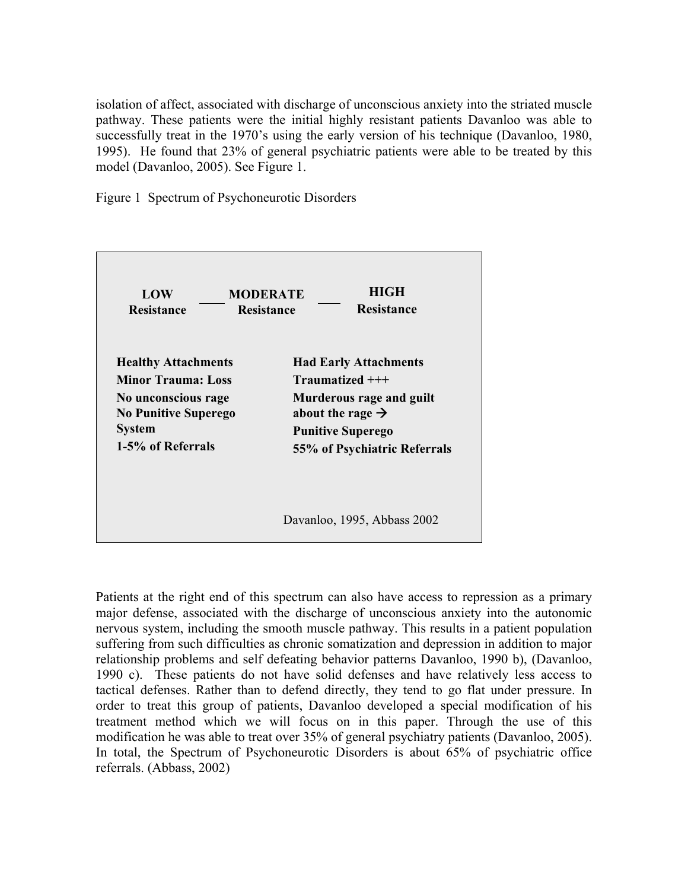isolation of affect, associated with discharge of unconscious anxiety into the striated muscle pathway. These patients were the initial highly resistant patients Davanloo was able to successfully treat in the 1970's using the early version of his technique (Davanloo, 1980, 1995). He found that 23% of general psychiatric patients were able to be treated by this model (Davanloo, 2005). See Figure 1.

Figure 1 Spectrum of Psychoneurotic Disorders

**LOW Resistance** —— **MODERATE Resistance** —— **HIGH Resistance**

| LOW Resistance | HIGH Resistance |
|---|---|
| **Healthy Attachments** | **Had Early Attachments** |
| **Minor Trauma: Loss** | **Traumatized +++** |
| **No unconscious rage** | **Murderous rage and guilt about the rage →** |
| **No Punitive Superego System** | **Punitive Superego** |
| **1-5% of Referrals** | **55% of Psychiatric Referrals** |

Davanloo, 1995, Abbass 2002

Patients at the right end of this spectrum can also have access to repression as a primary major defense, associated with the discharge of unconscious anxiety into the autonomic nervous system, including the smooth muscle pathway. This results in a patient population suffering from such difficulties as chronic somatization and depression in addition to major relationship problems and self defeating behavior patterns Davanloo, 1990 b), (Davanloo, 1990 c). These patients do not have solid defenses and have relatively less access to tactical defenses. Rather than to defend directly, they tend to go flat under pressure. In order to treat this group of patients, Davanloo developed a special modification of his treatment method which we will focus on in this paper. Through the use of this modification he was able to treat over 35% of general psychiatry patients (Davanloo, 2005). In total, the Spectrum of Psychoneurotic Disorders is about 65% of psychiatric office referrals. (Abbass, 2002)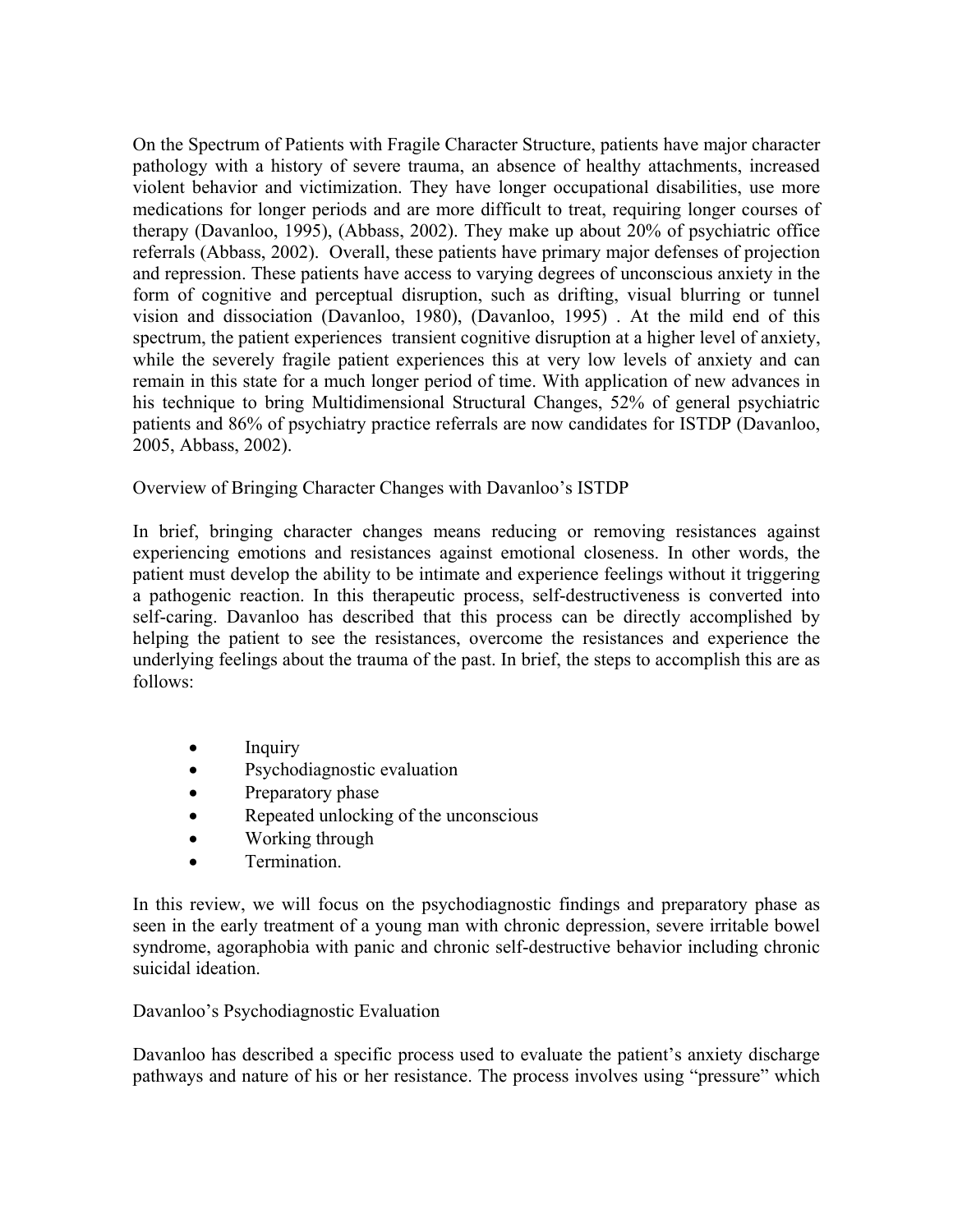On the Spectrum of Patients with Fragile Character Structure, patients have major character pathology with a history of severe trauma, an absence of healthy attachments, increased violent behavior and victimization. They have longer occupational disabilities, use more medications for longer periods and are more difficult to treat, requiring longer courses of therapy (Davanloo, 1995), (Abbass, 2002). They make up about 20% of psychiatric office referrals (Abbass, 2002). Overall, these patients have primary major defenses of projection and repression. These patients have access to varying degrees of unconscious anxiety in the form of cognitive and perceptual disruption, such as drifting, visual blurring or tunnel vision and dissociation (Davanloo, 1980), (Davanloo, 1995) . At the mild end of this spectrum, the patient experiences transient cognitive disruption at a higher level of anxiety, while the severely fragile patient experiences this at very low levels of anxiety and can remain in this state for a much longer period of time. With application of new advances in his technique to bring Multidimensional Structural Changes, 52% of general psychiatric patients and 86% of psychiatry practice referrals are now candidates for ISTDP (Davanloo, 2005, Abbass, 2002).

## Overview of Bringing Character Changes with Davanloo's ISTDP

In brief, bringing character changes means reducing or removing resistances against experiencing emotions and resistances against emotional closeness. In other words, the patient must develop the ability to be intimate and experience feelings without it triggering a pathogenic reaction. In this therapeutic process, self-destructiveness is converted into self-caring. Davanloo has described that this process can be directly accomplished by helping the patient to see the resistances, overcome the resistances and experience the underlying feelings about the trauma of the past. In brief, the steps to accomplish this are as follows:

- Inquiry
- Psychodiagnostic evaluation
- Preparatory phase
- Repeated unlocking of the unconscious
- Working through
- Termination.

In this review, we will focus on the psychodiagnostic findings and preparatory phase as seen in the early treatment of a young man with chronic depression, severe irritable bowel syndrome, agoraphobia with panic and chronic self-destructive behavior including chronic suicidal ideation.

## Davanloo's Psychodiagnostic Evaluation

Davanloo has described a specific process used to evaluate the patient's anxiety discharge pathways and nature of his or her resistance. The process involves using "pressure" which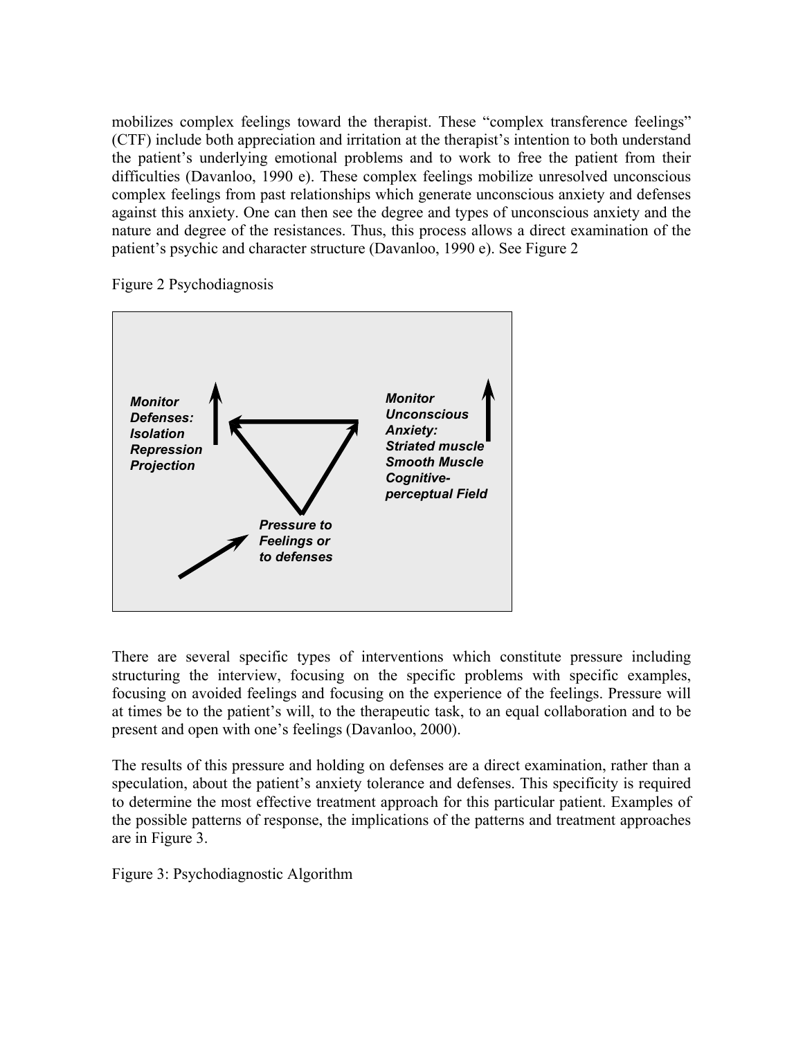mobilizes complex feelings toward the therapist. These "complex transference feelings" (CTF) include both appreciation and irritation at the therapist's intention to both understand the patient's underlying emotional problems and to work to free the patient from their difficulties (Davanloo, 1990 e). These complex feelings mobilize unresolved unconscious complex feelings from past relationships which generate unconscious anxiety and defenses against this anxiety. One can then see the degree and types of unconscious anxiety and the nature and degree of the resistances. Thus, this process allows a direct examination of the patient's psychic and character structure (Davanloo, 1990 e). See Figure 2

Figure 2 Psychodiagnosis

***Monitor Defenses:***
***Isolation***
***Repression***
***Projection***

***Monitor Unconscious Anxiety:***
***Striated muscle***
***Smooth Muscle***
***Cognitive-perceptual Field***

***Pressure to Feelings or to defenses***

There are several specific types of interventions which constitute pressure including structuring the interview, focusing on the specific problems with specific examples, focusing on avoided feelings and focusing on the experience of the feelings. Pressure will at times be to the patient's will, to the therapeutic task, to an equal collaboration and to be present and open with one's feelings (Davanloo, 2000).

The results of this pressure and holding on defenses are a direct examination, rather than a speculation, about the patient's anxiety tolerance and defenses. This specificity is required to determine the most effective treatment approach for this particular patient. Examples of the possible patterns of response, the implications of the patterns and treatment approaches are in Figure 3.

Figure 3: Psychodiagnostic Algorithm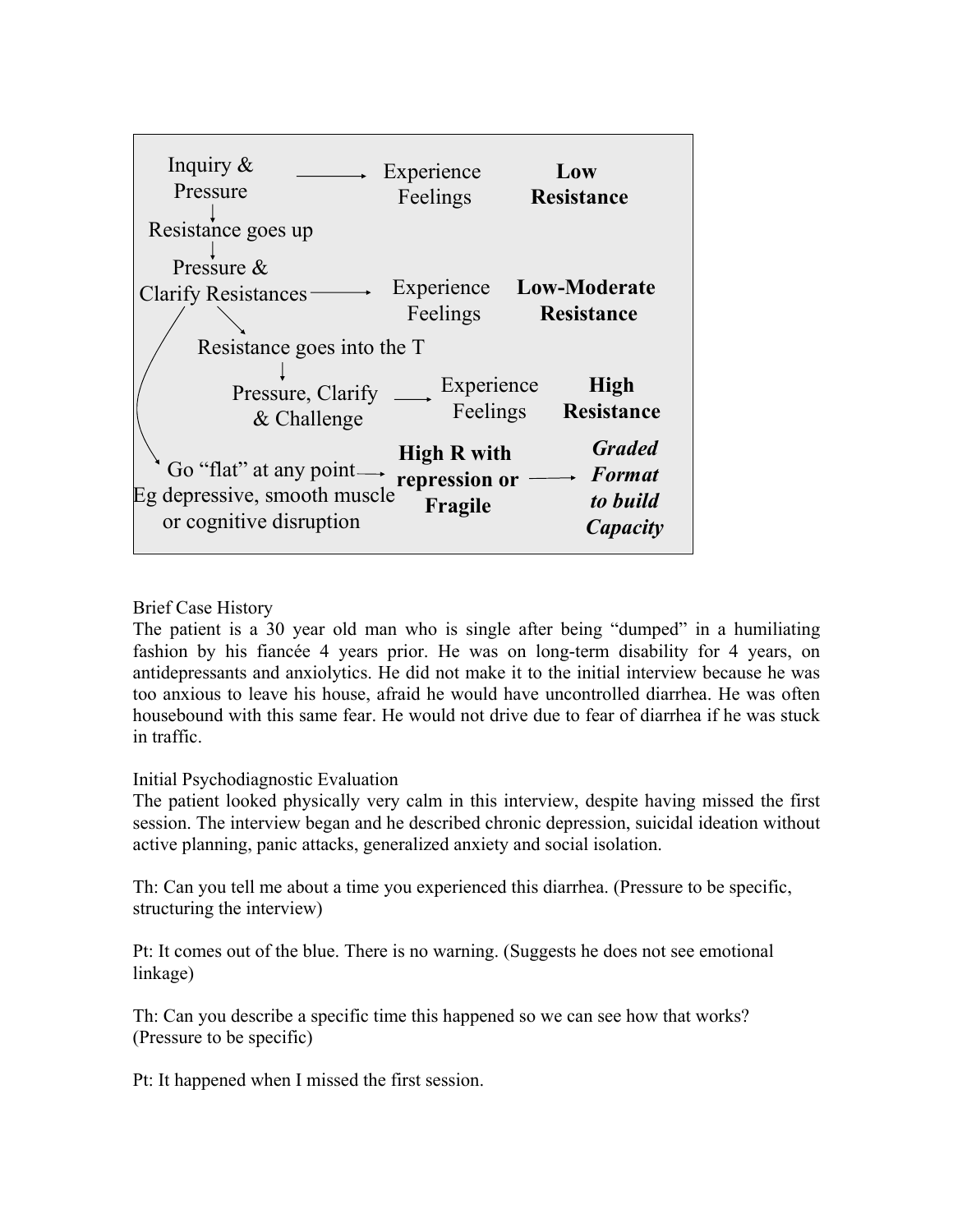| Intervention | | Response | Resistance level |
|---|---|---|---|
| Inquiry & Pressure | → | Experience Feelings | **Low Resistance** |
| ↓ Resistance goes up | | | |
| ↓ Pressure & Clarify Resistances | → | Experience Feelings | **Low-Moderate Resistance** |
| Resistance goes into the T | | | |
| ↓ Pressure, Clarify & Challenge | → | Experience Feelings | **High Resistance** |
| Go "flat" at any point Eg depressive, smooth muscle or cognitive disruption | → | **High R with repression or Fragile** → | ***Graded Format to build Capacity*** |

Brief Case History

The patient is a 30 year old man who is single after being "dumped" in a humiliating fashion by his fiancée 4 years prior. He was on long-term disability for 4 years, on antidepressants and anxiolytics. He did not make it to the initial interview because he was too anxious to leave his house, afraid he would have uncontrolled diarrhea. He was often housebound with this same fear. He would not drive due to fear of diarrhea if he was stuck in traffic.

Initial Psychodiagnostic Evaluation

The patient looked physically very calm in this interview, despite having missed the first session. The interview began and he described chronic depression, suicidal ideation without active planning, panic attacks, generalized anxiety and social isolation.

Th: Can you tell me about a time you experienced this diarrhea. (Pressure to be specific, structuring the interview)

Pt: It comes out of the blue. There is no warning. (Suggests he does not see emotional linkage)

Th: Can you describe a specific time this happened so we can see how that works? (Pressure to be specific)

Pt: It happened when I missed the first session.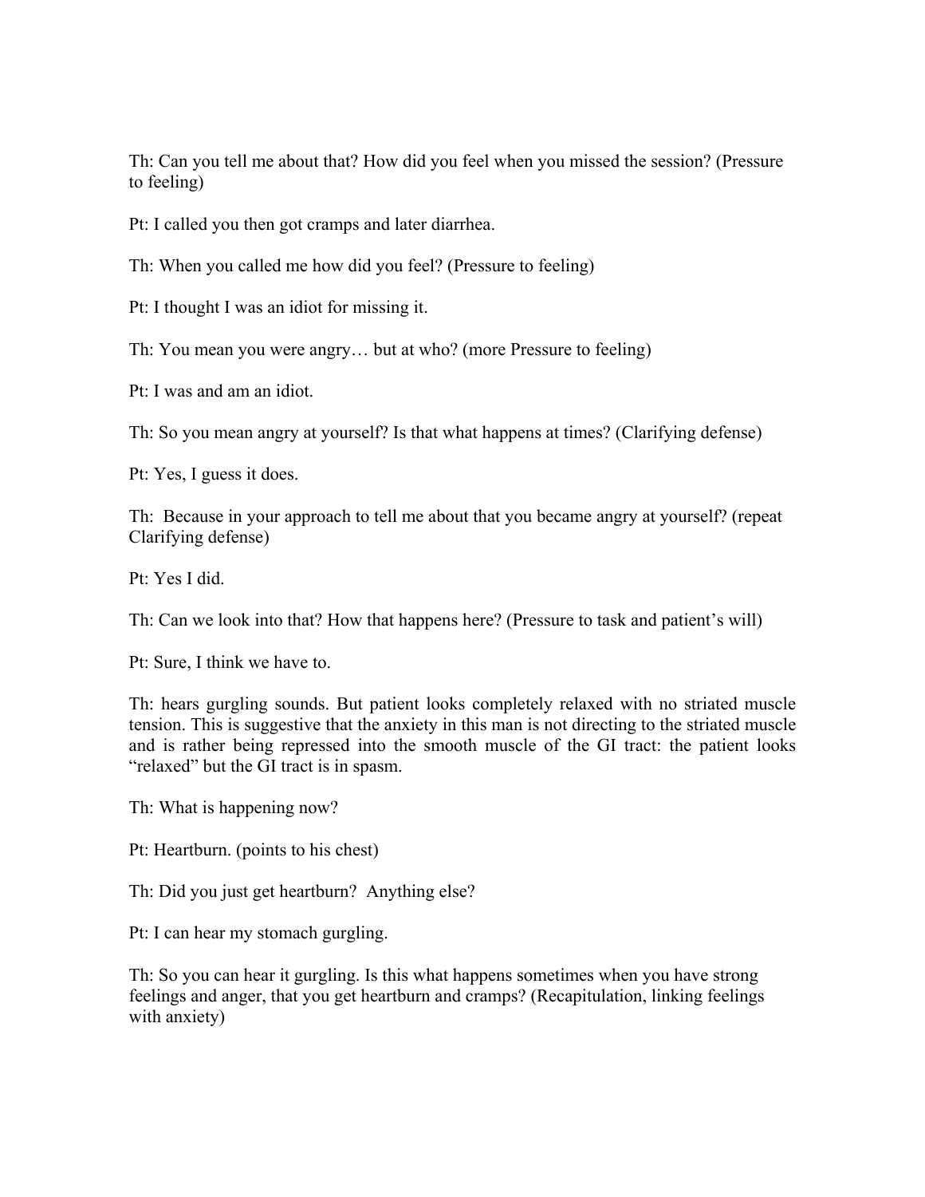Th: Can you tell me about that? How did you feel when you missed the session? (Pressure to feeling)

Pt: I called you then got cramps and later diarrhea.

Th: When you called me how did you feel? (Pressure to feeling)

Pt: I thought I was an idiot for missing it.

Th: You mean you were angry… but at who? (more Pressure to feeling)

Pt: I was and am an idiot.

Th: So you mean angry at yourself? Is that what happens at times? (Clarifying defense)

Pt: Yes, I guess it does.

Th: Because in your approach to tell me about that you became angry at yourself? (repeat Clarifying defense)

Pt: Yes I did.

Th: Can we look into that? How that happens here? (Pressure to task and patient's will)

Pt: Sure, I think we have to.

Th: hears gurgling sounds. But patient looks completely relaxed with no striated muscle tension. This is suggestive that the anxiety in this man is not directing to the striated muscle and is rather being repressed into the smooth muscle of the GI tract: the patient looks "relaxed" but the GI tract is in spasm.

Th: What is happening now?

Pt: Heartburn. (points to his chest)

Th: Did you just get heartburn? Anything else?

Pt: I can hear my stomach gurgling.

Th: So you can hear it gurgling. Is this what happens sometimes when you have strong feelings and anger, that you get heartburn and cramps? (Recapitulation, linking feelings with anxiety)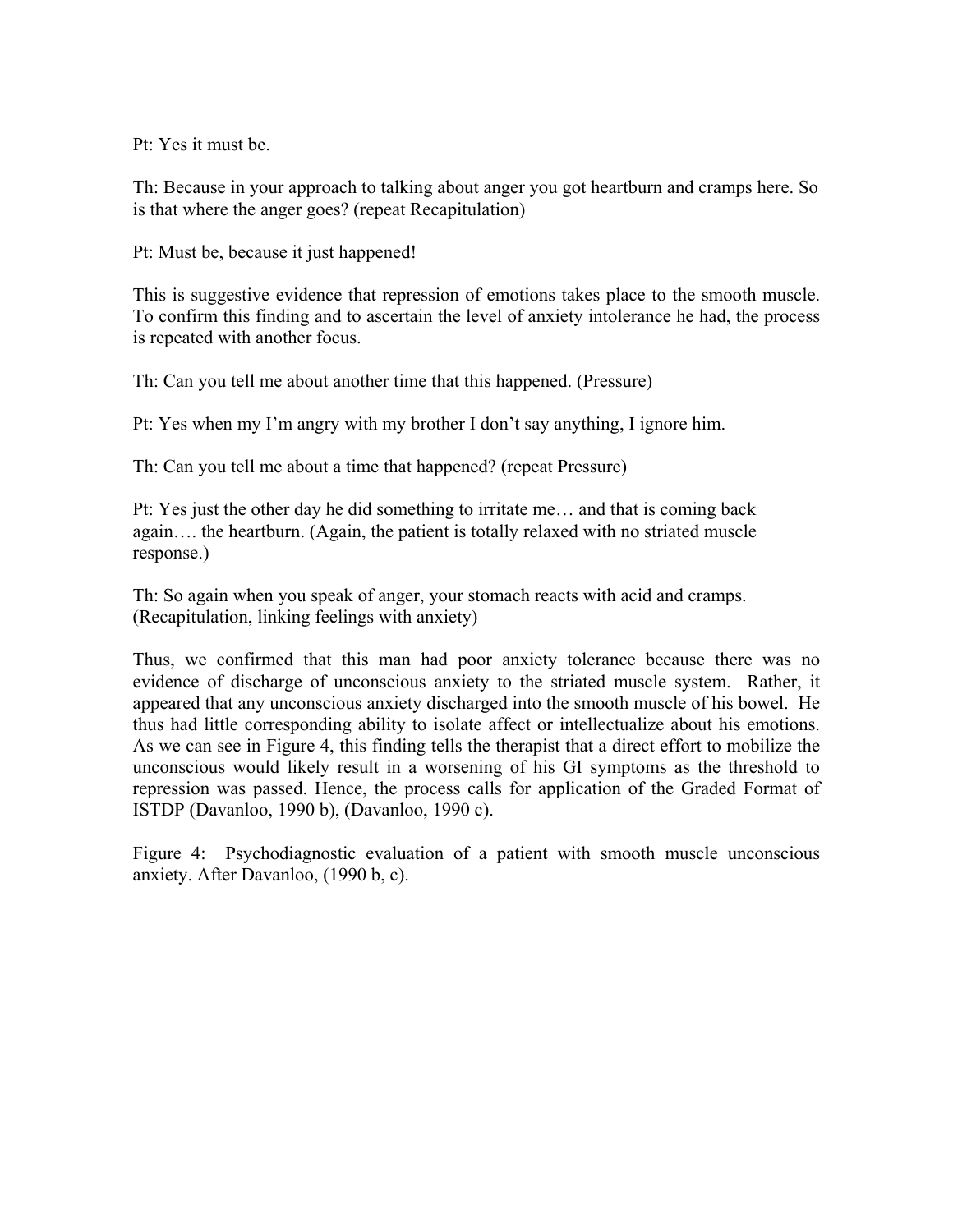Pt: Yes it must be.

Th: Because in your approach to talking about anger you got heartburn and cramps here. So is that where the anger goes? (repeat Recapitulation)

Pt: Must be, because it just happened!

This is suggestive evidence that repression of emotions takes place to the smooth muscle. To confirm this finding and to ascertain the level of anxiety intolerance he had, the process is repeated with another focus.

Th: Can you tell me about another time that this happened. (Pressure)

Pt: Yes when my I'm angry with my brother I don't say anything, I ignore him.

Th: Can you tell me about a time that happened? (repeat Pressure)

Pt: Yes just the other day he did something to irritate me… and that is coming back again…. the heartburn. (Again, the patient is totally relaxed with no striated muscle response.)

Th: So again when you speak of anger, your stomach reacts with acid and cramps. (Recapitulation, linking feelings with anxiety)

Thus, we confirmed that this man had poor anxiety tolerance because there was no evidence of discharge of unconscious anxiety to the striated muscle system. Rather, it appeared that any unconscious anxiety discharged into the smooth muscle of his bowel. He thus had little corresponding ability to isolate affect or intellectualize about his emotions. As we can see in Figure 4, this finding tells the therapist that a direct effort to mobilize the unconscious would likely result in a worsening of his GI symptoms as the threshold to repression was passed. Hence, the process calls for application of the Graded Format of ISTDP (Davanloo, 1990 b), (Davanloo, 1990 c).

Figure 4: Psychodiagnostic evaluation of a patient with smooth muscle unconscious anxiety. After Davanloo, (1990 b, c).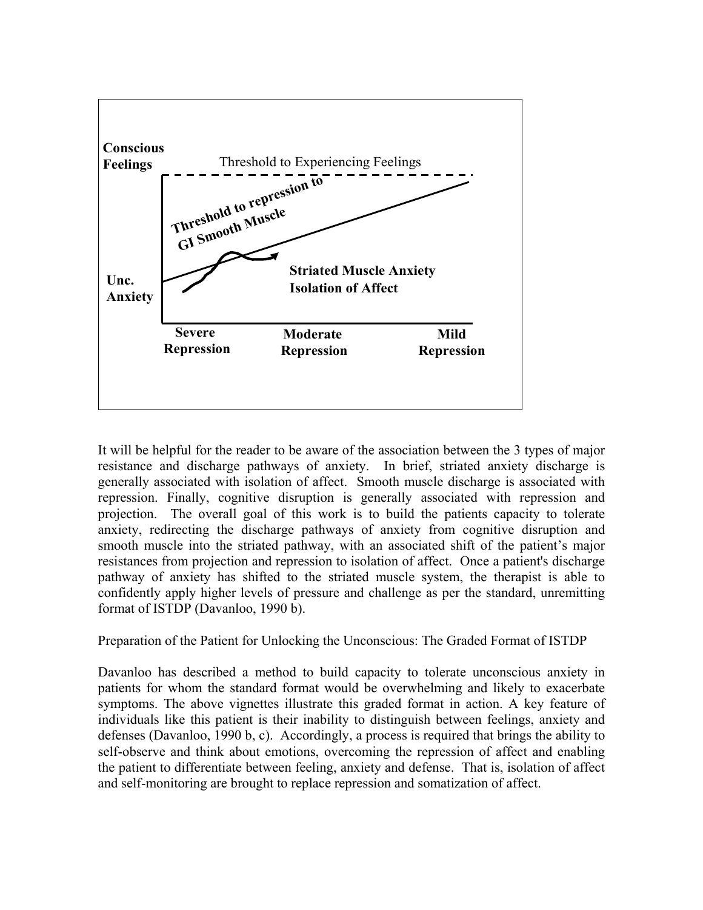Conscious Feelings

Threshold to Experiencing Feelings

Threshold to repression to GI Smooth Muscle

Striated Muscle Anxiety
Isolation of Affect

Unc. Anxiety

Severe Repression | Moderate Repression | Mild Repression

It will be helpful for the reader to be aware of the association between the 3 types of major resistance and discharge pathways of anxiety. In brief, striated anxiety discharge is generally associated with isolation of affect. Smooth muscle discharge is associated with repression. Finally, cognitive disruption is generally associated with repression and projection. The overall goal of this work is to build the patients capacity to tolerate anxiety, redirecting the discharge pathways of anxiety from cognitive disruption and smooth muscle into the striated pathway, with an associated shift of the patient's major resistances from projection and repression to isolation of affect. Once a patient's discharge pathway of anxiety has shifted to the striated muscle system, the therapist is able to confidently apply higher levels of pressure and challenge as per the standard, unremitting format of ISTDP (Davanloo, 1990 b).

Preparation of the Patient for Unlocking the Unconscious: The Graded Format of ISTDP

Davanloo has described a method to build capacity to tolerate unconscious anxiety in patients for whom the standard format would be overwhelming and likely to exacerbate symptoms. The above vignettes illustrate this graded format in action. A key feature of individuals like this patient is their inability to distinguish between feelings, anxiety and defenses (Davanloo, 1990 b, c). Accordingly, a process is required that brings the ability to self-observe and think about emotions, overcoming the repression of affect and enabling the patient to differentiate between feeling, anxiety and defense. That is, isolation of affect and self-monitoring are brought to replace repression and somatization of affect.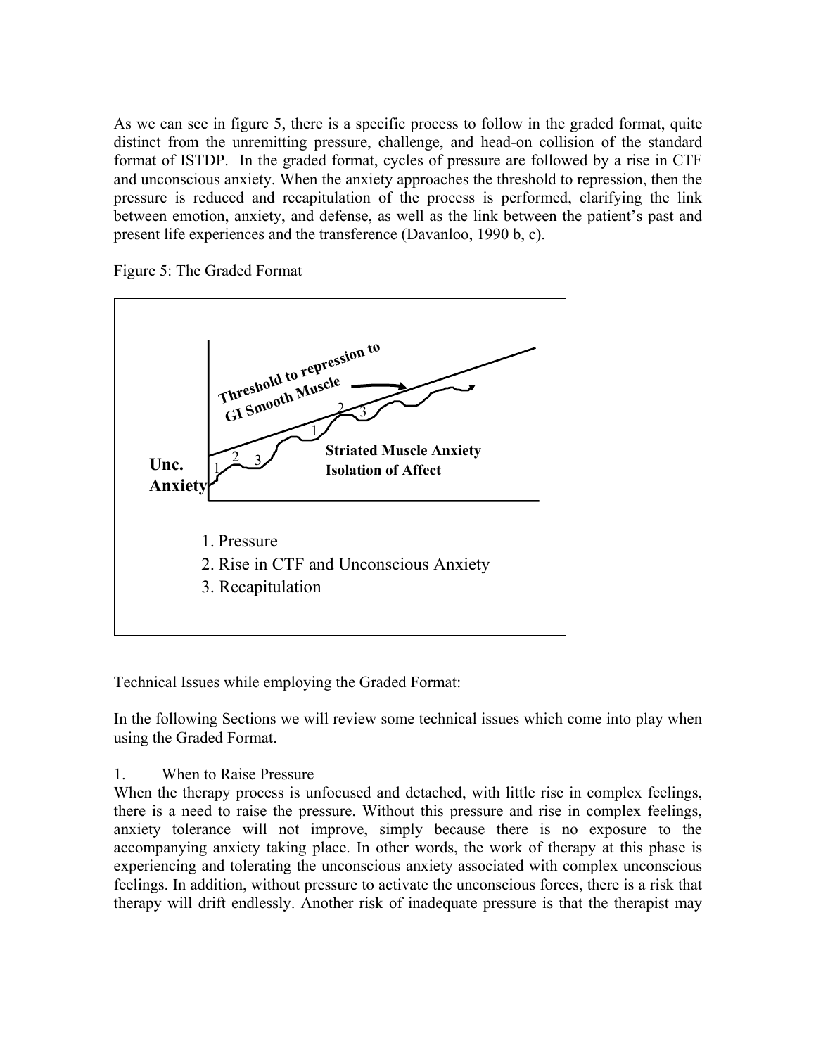As we can see in figure 5, there is a specific process to follow in the graded format, quite distinct from the unremitting pressure, challenge, and head-on collision of the standard format of ISTDP. In the graded format, cycles of pressure are followed by a rise in CTF and unconscious anxiety. When the anxiety approaches the threshold to repression, then the pressure is reduced and recapitulation of the process is performed, clarifying the link between emotion, anxiety, and defense, as well as the link between the patient's past and present life experiences and the transference (Davanloo, 1990 b, c).

Figure 5: The Graded Format

**Threshold to repression to GI Smooth Muscle**

**Striated Muscle Anxiety**
**Isolation of Affect**

**Unc. Anxiety**

1. Pressure
2. Rise in CTF and Unconscious Anxiety
3. Recapitulation

Technical Issues while employing the Graded Format:

In the following Sections we will review some technical issues which come into play when using the Graded Format.

1. When to Raise Pressure

When the therapy process is unfocused and detached, with little rise in complex feelings, there is a need to raise the pressure. Without this pressure and rise in complex feelings, anxiety tolerance will not improve, simply because there is no exposure to the accompanying anxiety taking place. In other words, the work of therapy at this phase is experiencing and tolerating the unconscious anxiety associated with complex unconscious feelings. In addition, without pressure to activate the unconscious forces, there is a risk that therapy will drift endlessly. Another risk of inadequate pressure is that the therapist may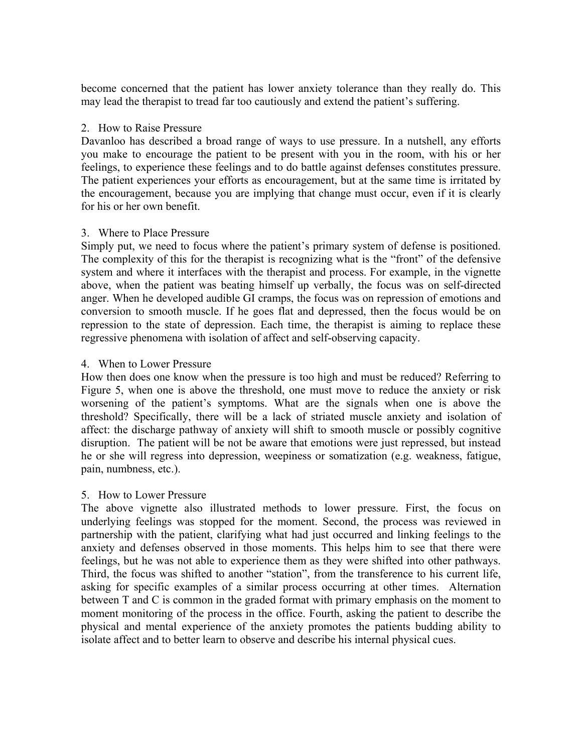become concerned that the patient has lower anxiety tolerance than they really do. This may lead the therapist to tread far too cautiously and extend the patient's suffering.

### 2. How to Raise Pressure

Davanloo has described a broad range of ways to use pressure. In a nutshell, any efforts you make to encourage the patient to be present with you in the room, with his or her feelings, to experience these feelings and to do battle against defenses constitutes pressure. The patient experiences your efforts as encouragement, but at the same time is irritated by the encouragement, because you are implying that change must occur, even if it is clearly for his or her own benefit.

### 3. Where to Place Pressure

Simply put, we need to focus where the patient's primary system of defense is positioned. The complexity of this for the therapist is recognizing what is the "front" of the defensive system and where it interfaces with the therapist and process. For example, in the vignette above, when the patient was beating himself up verbally, the focus was on self-directed anger. When he developed audible GI cramps, the focus was on repression of emotions and conversion to smooth muscle. If he goes flat and depressed, then the focus would be on repression to the state of depression. Each time, the therapist is aiming to replace these regressive phenomena with isolation of affect and self-observing capacity.

### 4. When to Lower Pressure

How then does one know when the pressure is too high and must be reduced? Referring to Figure 5, when one is above the threshold, one must move to reduce the anxiety or risk worsening of the patient's symptoms. What are the signals when one is above the threshold? Specifically, there will be a lack of striated muscle anxiety and isolation of affect: the discharge pathway of anxiety will shift to smooth muscle or possibly cognitive disruption. The patient will be not be aware that emotions were just repressed, but instead he or she will regress into depression, weepiness or somatization (e.g. weakness, fatigue, pain, numbness, etc.).

### 5. How to Lower Pressure

The above vignette also illustrated methods to lower pressure. First, the focus on underlying feelings was stopped for the moment. Second, the process was reviewed in partnership with the patient, clarifying what had just occurred and linking feelings to the anxiety and defenses observed in those moments. This helps him to see that there were feelings, but he was not able to experience them as they were shifted into other pathways. Third, the focus was shifted to another "station", from the transference to his current life, asking for specific examples of a similar process occurring at other times. Alternation between T and C is common in the graded format with primary emphasis on the moment to moment monitoring of the process in the office. Fourth, asking the patient to describe the physical and mental experience of the anxiety promotes the patients budding ability to isolate affect and to better learn to observe and describe his internal physical cues.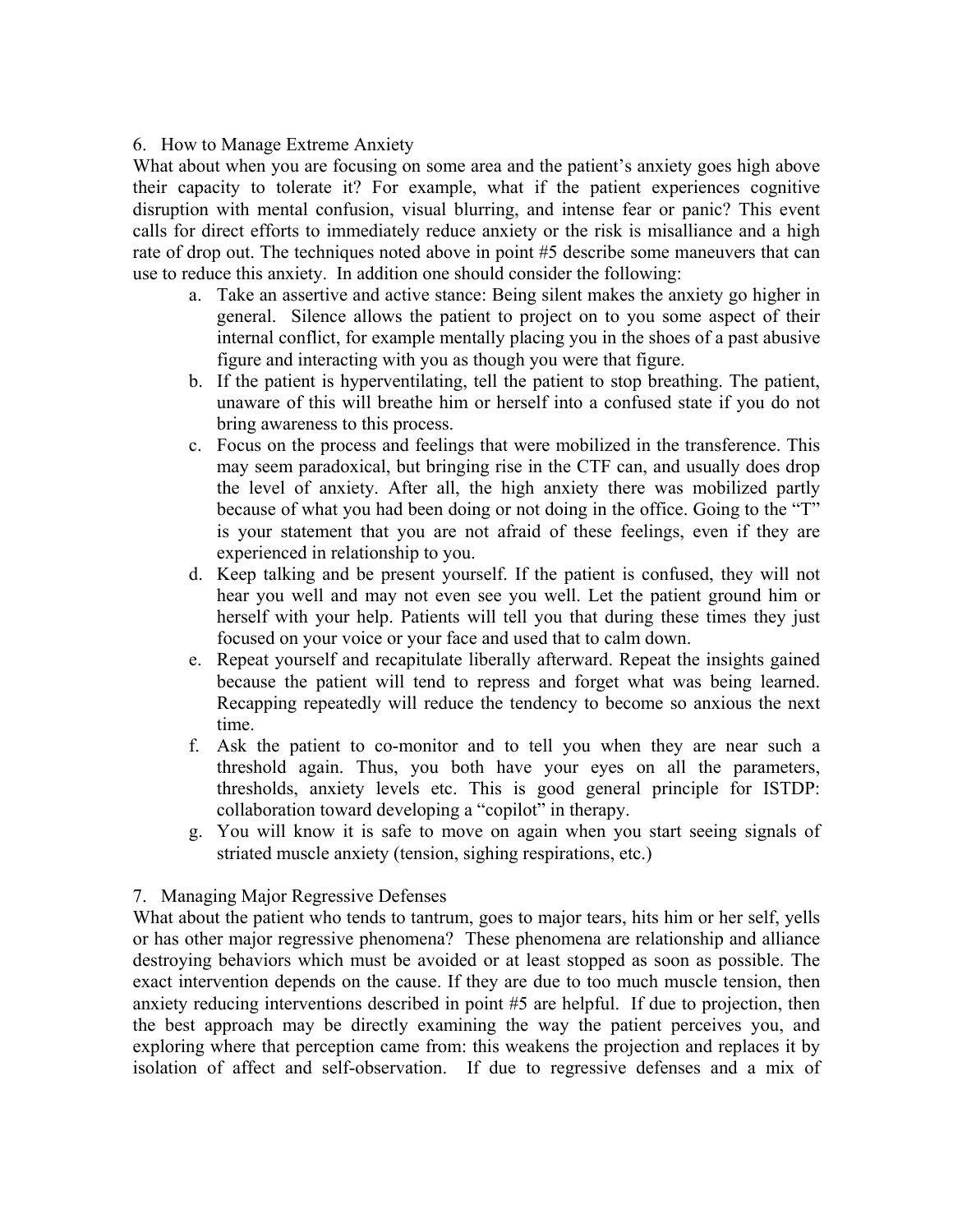6. How to Manage Extreme Anxiety

What about when you are focusing on some area and the patient's anxiety goes high above their capacity to tolerate it? For example, what if the patient experiences cognitive disruption with mental confusion, visual blurring, and intense fear or panic? This event calls for direct efforts to immediately reduce anxiety or the risk is misalliance and a high rate of drop out. The techniques noted above in point #5 describe some maneuvers that can use to reduce this anxiety. In addition one should consider the following:

a. Take an assertive and active stance: Being silent makes the anxiety go higher in general. Silence allows the patient to project on to you some aspect of their internal conflict, for example mentally placing you in the shoes of a past abusive figure and interacting with you as though you were that figure.
b. If the patient is hyperventilating, tell the patient to stop breathing. The patient, unaware of this will breathe him or herself into a confused state if you do not bring awareness to this process.
c. Focus on the process and feelings that were mobilized in the transference. This may seem paradoxical, but bringing rise in the CTF can, and usually does drop the level of anxiety. After all, the high anxiety there was mobilized partly because of what you had been doing or not doing in the office. Going to the "T" is your statement that you are not afraid of these feelings, even if they are experienced in relationship to you.
d. Keep talking and be present yourself. If the patient is confused, they will not hear you well and may not even see you well. Let the patient ground him or herself with your help. Patients will tell you that during these times they just focused on your voice or your face and used that to calm down.
e. Repeat yourself and recapitulate liberally afterward. Repeat the insights gained because the patient will tend to repress and forget what was being learned. Recapping repeatedly will reduce the tendency to become so anxious the next time.
f. Ask the patient to co-monitor and to tell you when they are near such a threshold again. Thus, you both have your eyes on all the parameters, thresholds, anxiety levels etc. This is good general principle for ISTDP: collaboration toward developing a "copilot" in therapy.
g. You will know it is safe to move on again when you start seeing signals of striated muscle anxiety (tension, sighing respirations, etc.)

7. Managing Major Regressive Defenses

What about the patient who tends to tantrum, goes to major tears, hits him or her self, yells or has other major regressive phenomena? These phenomena are relationship and alliance destroying behaviors which must be avoided or at least stopped as soon as possible. The exact intervention depends on the cause. If they are due to too much muscle tension, then anxiety reducing interventions described in point #5 are helpful. If due to projection, then the best approach may be directly examining the way the patient perceives you, and exploring where that perception came from: this weakens the projection and replaces it by isolation of affect and self-observation. If due to regressive defenses and a mix of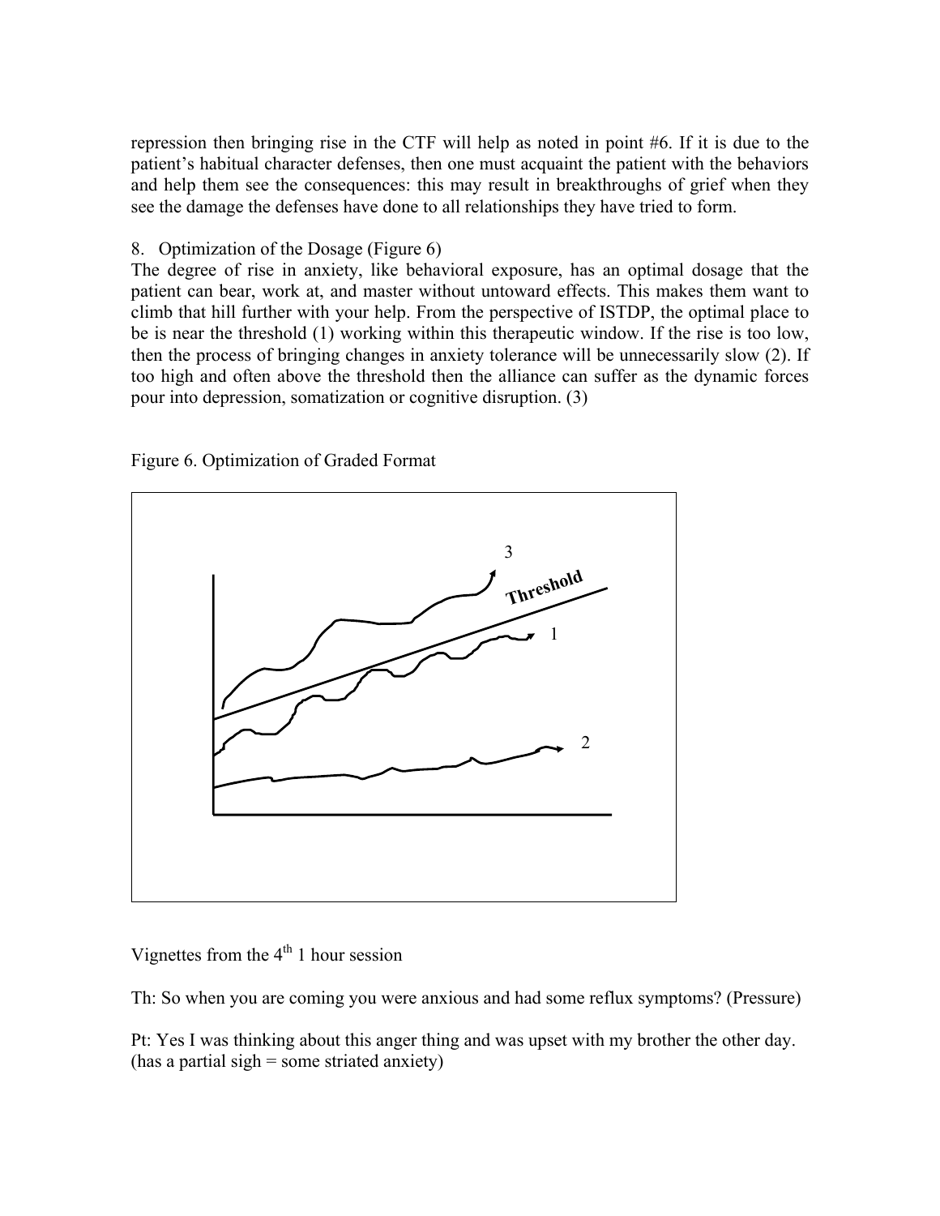repression then bringing rise in the CTF will help as noted in point #6. If it is due to the patient's habitual character defenses, then one must acquaint the patient with the behaviors and help them see the consequences: this may result in breakthroughs of grief when they see the damage the defenses have done to all relationships they have tried to form.

8. Optimization of the Dosage (Figure 6)

The degree of rise in anxiety, like behavioral exposure, has an optimal dosage that the patient can bear, work at, and master without untoward effects. This makes them want to climb that hill further with your help. From the perspective of ISTDP, the optimal place to be is near the threshold (1) working within this therapeutic window. If the rise is too low, then the process of bringing changes in anxiety tolerance will be unnecessarily slow (2). If too high and often above the threshold then the alliance can suffer as the dynamic forces pour into depression, somatization or cognitive disruption. (3)

Figure 6. Optimization of Graded Format

Vignettes from the 4th 1 hour session

Th: So when you are coming you were anxious and had some reflux symptoms? (Pressure)

Pt: Yes I was thinking about this anger thing and was upset with my brother the other day. (has a partial sigh = some striated anxiety)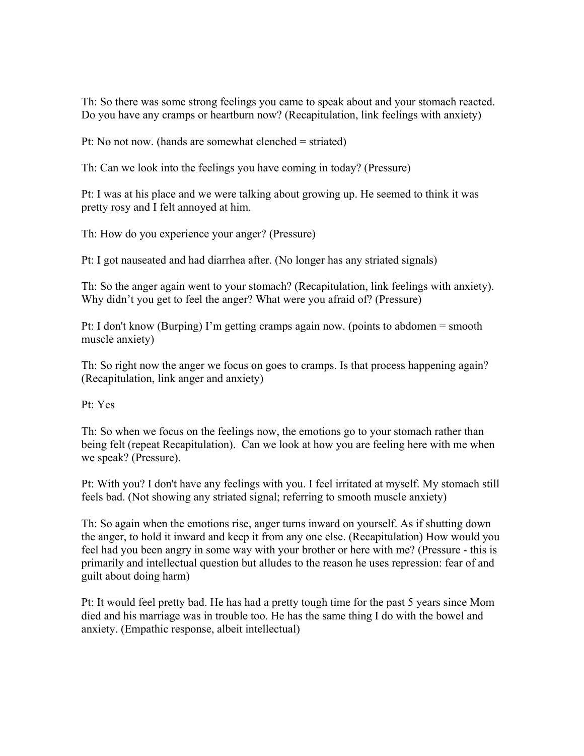Th: So there was some strong feelings you came to speak about and your stomach reacted. Do you have any cramps or heartburn now? (Recapitulation, link feelings with anxiety)

Pt: No not now. (hands are somewhat clenched = striated)

Th: Can we look into the feelings you have coming in today? (Pressure)

Pt: I was at his place and we were talking about growing up. He seemed to think it was pretty rosy and I felt annoyed at him.

Th: How do you experience your anger? (Pressure)

Pt: I got nauseated and had diarrhea after. (No longer has any striated signals)

Th: So the anger again went to your stomach? (Recapitulation, link feelings with anxiety). Why didn't you get to feel the anger? What were you afraid of? (Pressure)

Pt: I don't know (Burping) I'm getting cramps again now. (points to abdomen = smooth muscle anxiety)

Th: So right now the anger we focus on goes to cramps. Is that process happening again? (Recapitulation, link anger and anxiety)

Pt: Yes

Th: So when we focus on the feelings now, the emotions go to your stomach rather than being felt (repeat Recapitulation). Can we look at how you are feeling here with me when we speak? (Pressure).

Pt: With you? I don't have any feelings with you. I feel irritated at myself. My stomach still feels bad. (Not showing any striated signal; referring to smooth muscle anxiety)

Th: So again when the emotions rise, anger turns inward on yourself. As if shutting down the anger, to hold it inward and keep it from any one else. (Recapitulation) How would you feel had you been angry in some way with your brother or here with me? (Pressure - this is primarily and intellectual question but alludes to the reason he uses repression: fear of and guilt about doing harm)

Pt: It would feel pretty bad. He has had a pretty tough time for the past 5 years since Mom died and his marriage was in trouble too. He has the same thing I do with the bowel and anxiety. (Empathic response, albeit intellectual)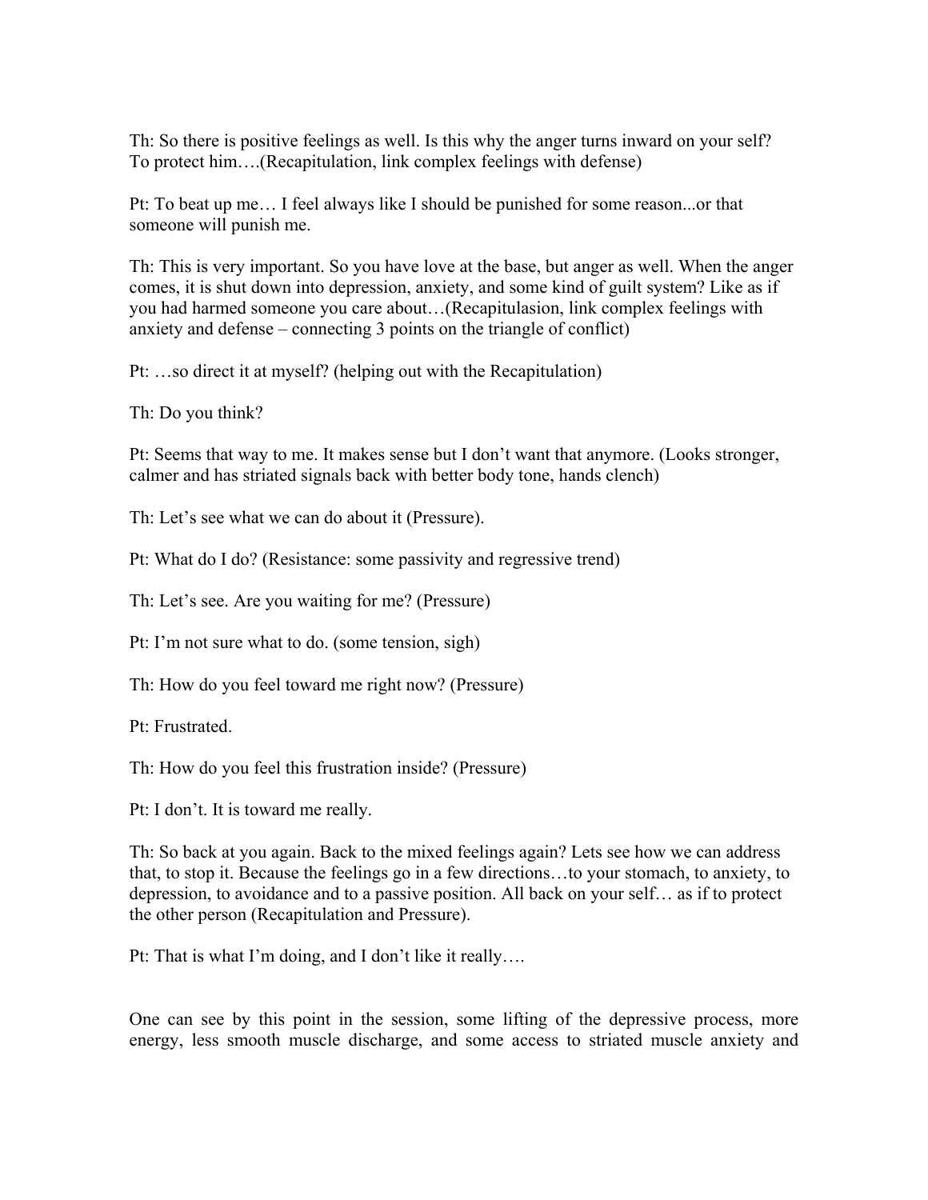Th: So there is positive feelings as well. Is this why the anger turns inward on your self? To protect him….(Recapitulation, link complex feelings with defense)

Pt: To beat up me… I feel always like I should be punished for some reason...or that someone will punish me.

Th: This is very important. So you have love at the base, but anger as well. When the anger comes, it is shut down into depression, anxiety, and some kind of guilt system? Like as if you had harmed someone you care about…(Recapitulasion, link complex feelings with anxiety and defense – connecting 3 points on the triangle of conflict)

Pt: …so direct it at myself? (helping out with the Recapitulation)

Th: Do you think?

Pt: Seems that way to me. It makes sense but I don't want that anymore. (Looks stronger, calmer and has striated signals back with better body tone, hands clench)

Th: Let's see what we can do about it (Pressure).

Pt: What do I do? (Resistance: some passivity and regressive trend)

Th: Let's see. Are you waiting for me? (Pressure)

Pt: I'm not sure what to do. (some tension, sigh)

Th: How do you feel toward me right now? (Pressure)

Pt: Frustrated.

Th: How do you feel this frustration inside? (Pressure)

Pt: I don't. It is toward me really.

Th: So back at you again. Back to the mixed feelings again? Lets see how we can address that, to stop it. Because the feelings go in a few directions…to your stomach, to anxiety, to depression, to avoidance and to a passive position. All back on your self… as if to protect the other person (Recapitulation and Pressure).

Pt: That is what I'm doing, and I don't like it really….

One can see by this point in the session, some lifting of the depressive process, more energy, less smooth muscle discharge, and some access to striated muscle anxiety and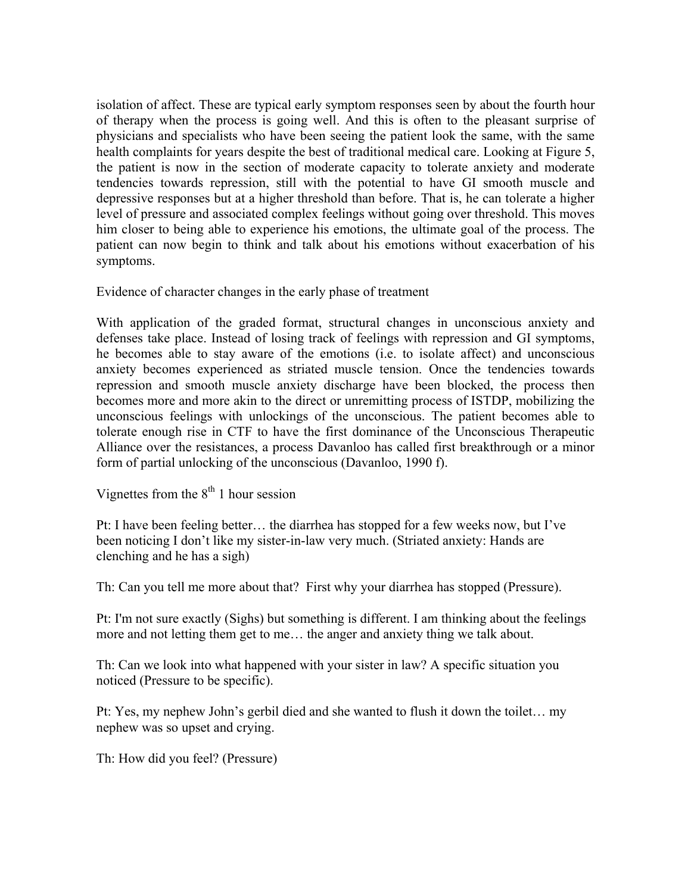isolation of affect. These are typical early symptom responses seen by about the fourth hour of therapy when the process is going well. And this is often to the pleasant surprise of physicians and specialists who have been seeing the patient look the same, with the same health complaints for years despite the best of traditional medical care. Looking at Figure 5, the patient is now in the section of moderate capacity to tolerate anxiety and moderate tendencies towards repression, still with the potential to have GI smooth muscle and depressive responses but at a higher threshold than before. That is, he can tolerate a higher level of pressure and associated complex feelings without going over threshold. This moves him closer to being able to experience his emotions, the ultimate goal of the process. The patient can now begin to think and talk about his emotions without exacerbation of his symptoms.

Evidence of character changes in the early phase of treatment

With application of the graded format, structural changes in unconscious anxiety and defenses take place. Instead of losing track of feelings with repression and GI symptoms, he becomes able to stay aware of the emotions (i.e. to isolate affect) and unconscious anxiety becomes experienced as striated muscle tension. Once the tendencies towards repression and smooth muscle anxiety discharge have been blocked, the process then becomes more and more akin to the direct or unremitting process of ISTDP, mobilizing the unconscious feelings with unlockings of the unconscious. The patient becomes able to tolerate enough rise in CTF to have the first dominance of the Unconscious Therapeutic Alliance over the resistances, a process Davanloo has called first breakthrough or a minor form of partial unlocking of the unconscious (Davanloo, 1990 f).

Vignettes from the 8th 1 hour session

Pt: I have been feeling better… the diarrhea has stopped for a few weeks now, but I've been noticing I don't like my sister-in-law very much. (Striated anxiety: Hands are clenching and he has a sigh)

Th: Can you tell me more about that? First why your diarrhea has stopped (Pressure).

Pt: I'm not sure exactly (Sighs) but something is different. I am thinking about the feelings more and not letting them get to me… the anger and anxiety thing we talk about.

Th: Can we look into what happened with your sister in law? A specific situation you noticed (Pressure to be specific).

Pt: Yes, my nephew John's gerbil died and she wanted to flush it down the toilet… my nephew was so upset and crying.

Th: How did you feel? (Pressure)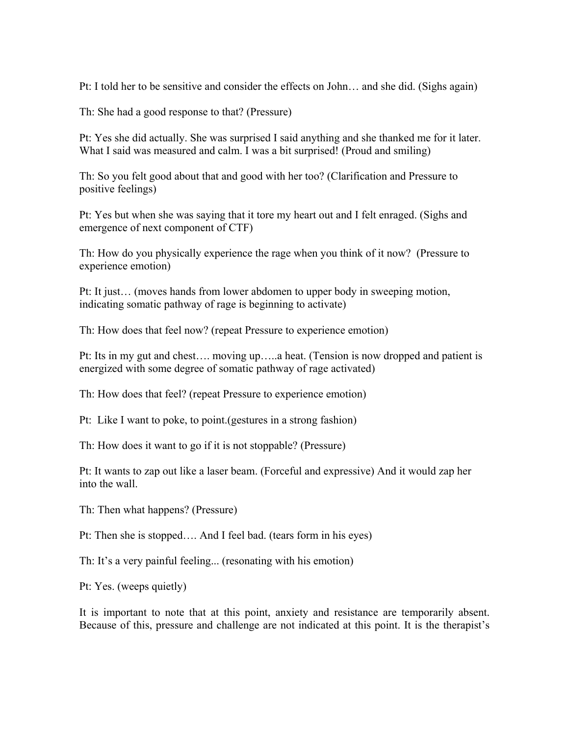Pt: I told her to be sensitive and consider the effects on John… and she did. (Sighs again)

Th: She had a good response to that? (Pressure)

Pt: Yes she did actually. She was surprised I said anything and she thanked me for it later. What I said was measured and calm. I was a bit surprised! (Proud and smiling)

Th: So you felt good about that and good with her too? (Clarification and Pressure to positive feelings)

Pt: Yes but when she was saying that it tore my heart out and I felt enraged. (Sighs and emergence of next component of CTF)

Th: How do you physically experience the rage when you think of it now? (Pressure to experience emotion)

Pt: It just… (moves hands from lower abdomen to upper body in sweeping motion, indicating somatic pathway of rage is beginning to activate)

Th: How does that feel now? (repeat Pressure to experience emotion)

Pt: Its in my gut and chest…. moving up…..a heat. (Tension is now dropped and patient is energized with some degree of somatic pathway of rage activated)

Th: How does that feel? (repeat Pressure to experience emotion)

Pt: Like I want to poke, to point.(gestures in a strong fashion)

Th: How does it want to go if it is not stoppable? (Pressure)

Pt: It wants to zap out like a laser beam. (Forceful and expressive) And it would zap her into the wall.

Th: Then what happens? (Pressure)

Pt: Then she is stopped…. And I feel bad. (tears form in his eyes)

Th: It's a very painful feeling... (resonating with his emotion)

Pt: Yes. (weeps quietly)

It is important to note that at this point, anxiety and resistance are temporarily absent. Because of this, pressure and challenge are not indicated at this point. It is the therapist's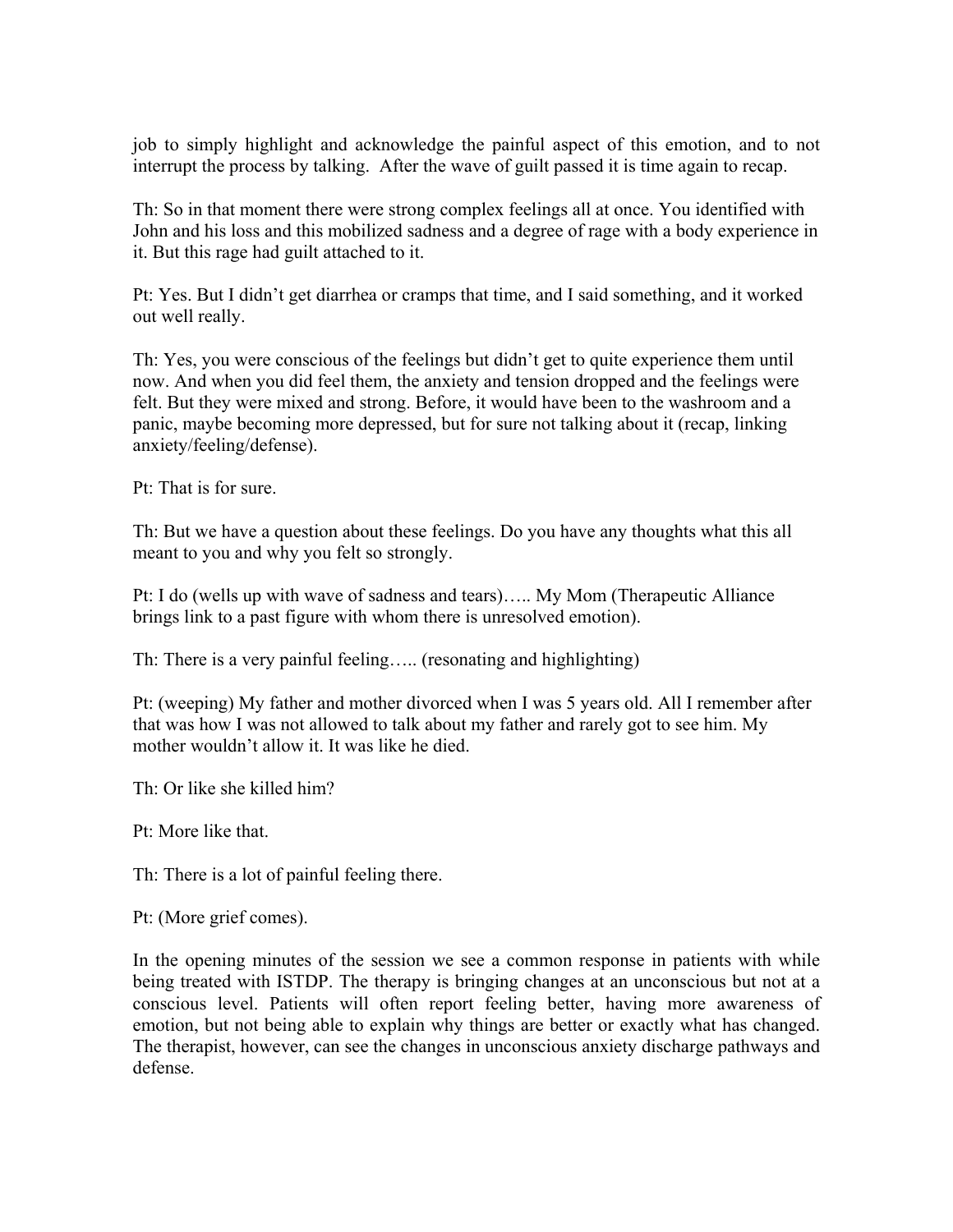job to simply highlight and acknowledge the painful aspect of this emotion, and to not interrupt the process by talking. After the wave of guilt passed it is time again to recap.

Th: So in that moment there were strong complex feelings all at once. You identified with John and his loss and this mobilized sadness and a degree of rage with a body experience in it. But this rage had guilt attached to it.

Pt: Yes. But I didn't get diarrhea or cramps that time, and I said something, and it worked out well really.

Th: Yes, you were conscious of the feelings but didn't get to quite experience them until now. And when you did feel them, the anxiety and tension dropped and the feelings were felt. But they were mixed and strong. Before, it would have been to the washroom and a panic, maybe becoming more depressed, but for sure not talking about it (recap, linking anxiety/feeling/defense).

Pt: That is for sure.

Th: But we have a question about these feelings. Do you have any thoughts what this all meant to you and why you felt so strongly.

Pt: I do (wells up with wave of sadness and tears)….. My Mom (Therapeutic Alliance brings link to a past figure with whom there is unresolved emotion).

Th: There is a very painful feeling….. (resonating and highlighting)

Pt: (weeping) My father and mother divorced when I was 5 years old. All I remember after that was how I was not allowed to talk about my father and rarely got to see him. My mother wouldn't allow it. It was like he died.

Th: Or like she killed him?

Pt: More like that.

Th: There is a lot of painful feeling there.

Pt: (More grief comes).

In the opening minutes of the session we see a common response in patients with while being treated with ISTDP. The therapy is bringing changes at an unconscious but not at a conscious level. Patients will often report feeling better, having more awareness of emotion, but not being able to explain why things are better or exactly what has changed. The therapist, however, can see the changes in unconscious anxiety discharge pathways and defense.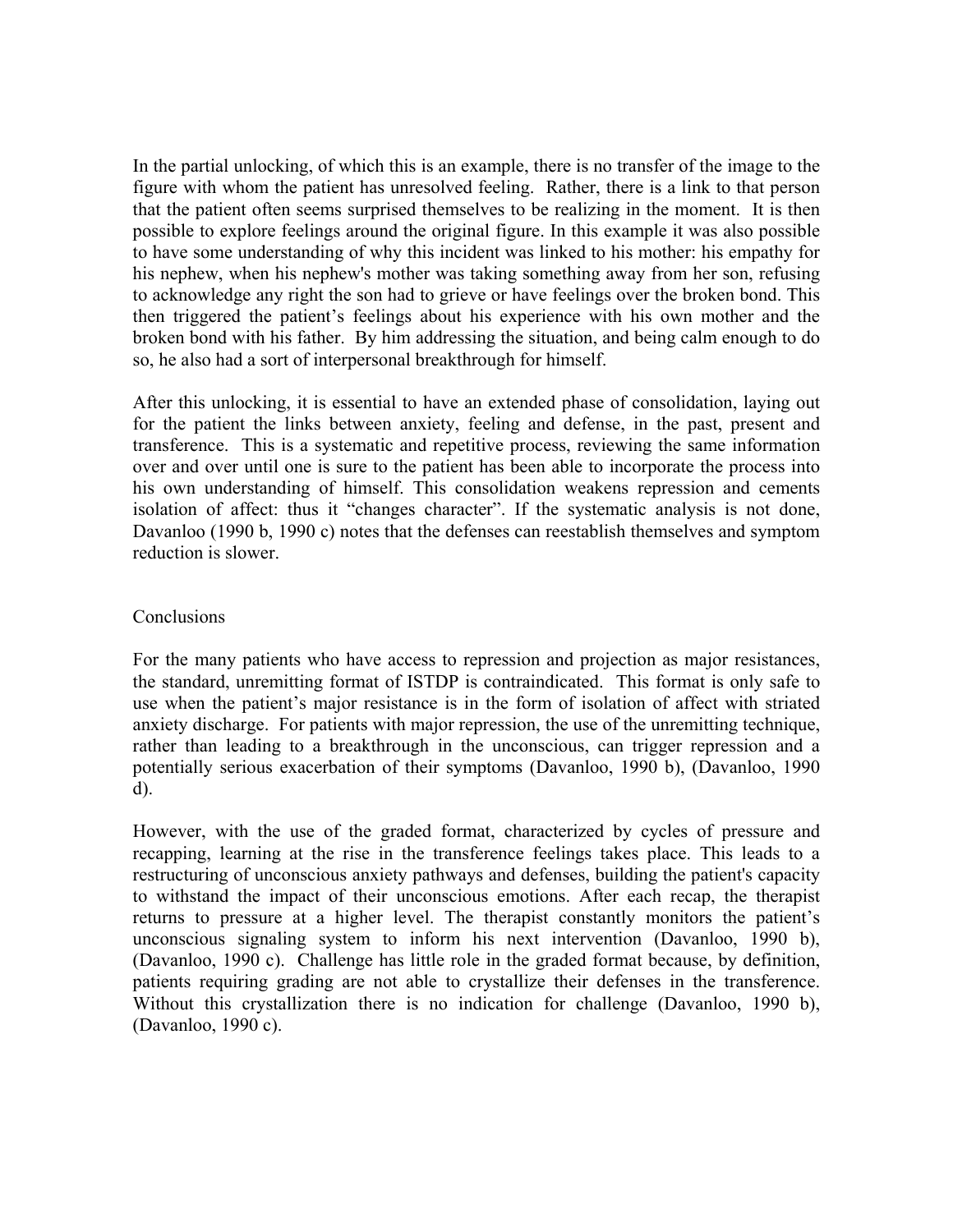In the partial unlocking, of which this is an example, there is no transfer of the image to the figure with whom the patient has unresolved feeling. Rather, there is a link to that person that the patient often seems surprised themselves to be realizing in the moment. It is then possible to explore feelings around the original figure. In this example it was also possible to have some understanding of why this incident was linked to his mother: his empathy for his nephew, when his nephew's mother was taking something away from her son, refusing to acknowledge any right the son had to grieve or have feelings over the broken bond. This then triggered the patient's feelings about his experience with his own mother and the broken bond with his father. By him addressing the situation, and being calm enough to do so, he also had a sort of interpersonal breakthrough for himself.

After this unlocking, it is essential to have an extended phase of consolidation, laying out for the patient the links between anxiety, feeling and defense, in the past, present and transference. This is a systematic and repetitive process, reviewing the same information over and over until one is sure to the patient has been able to incorporate the process into his own understanding of himself. This consolidation weakens repression and cements isolation of affect: thus it "changes character". If the systematic analysis is not done, Davanloo (1990 b, 1990 c) notes that the defenses can reestablish themselves and symptom reduction is slower.

## Conclusions

For the many patients who have access to repression and projection as major resistances, the standard, unremitting format of ISTDP is contraindicated. This format is only safe to use when the patient's major resistance is in the form of isolation of affect with striated anxiety discharge. For patients with major repression, the use of the unremitting technique, rather than leading to a breakthrough in the unconscious, can trigger repression and a potentially serious exacerbation of their symptoms (Davanloo, 1990 b), (Davanloo, 1990 d).

However, with the use of the graded format, characterized by cycles of pressure and recapping, learning at the rise in the transference feelings takes place. This leads to a restructuring of unconscious anxiety pathways and defenses, building the patient's capacity to withstand the impact of their unconscious emotions. After each recap, the therapist returns to pressure at a higher level. The therapist constantly monitors the patient's unconscious signaling system to inform his next intervention (Davanloo, 1990 b), (Davanloo, 1990 c). Challenge has little role in the graded format because, by definition, patients requiring grading are not able to crystallize their defenses in the transference. Without this crystallization there is no indication for challenge (Davanloo, 1990 b), (Davanloo, 1990 c).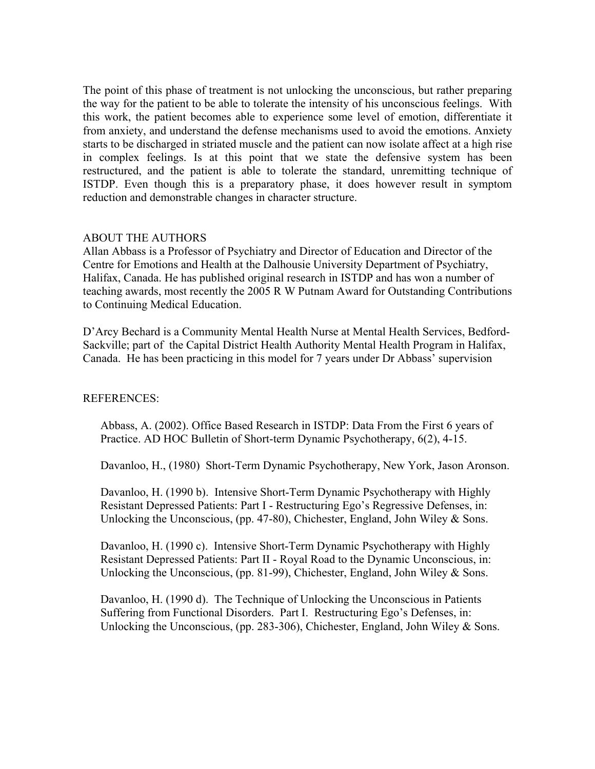The point of this phase of treatment is not unlocking the unconscious, but rather preparing the way for the patient to be able to tolerate the intensity of his unconscious feelings. With this work, the patient becomes able to experience some level of emotion, differentiate it from anxiety, and understand the defense mechanisms used to avoid the emotions. Anxiety starts to be discharged in striated muscle and the patient can now isolate affect at a high rise in complex feelings. Is at this point that we state the defensive system has been restructured, and the patient is able to tolerate the standard, unremitting technique of ISTDP. Even though this is a preparatory phase, it does however result in symptom reduction and demonstrable changes in character structure.

## ABOUT THE AUTHORS

Allan Abbass is a Professor of Psychiatry and Director of Education and Director of the Centre for Emotions and Health at the Dalhousie University Department of Psychiatry, Halifax, Canada. He has published original research in ISTDP and has won a number of teaching awards, most recently the 2005 R W Putnam Award for Outstanding Contributions to Continuing Medical Education.

D'Arcy Bechard is a Community Mental Health Nurse at Mental Health Services, Bedford-Sackville; part of the Capital District Health Authority Mental Health Program in Halifax, Canada. He has been practicing in this model for 7 years under Dr Abbass' supervision

## REFERENCES:

Abbass, A. (2002). Office Based Research in ISTDP: Data From the First 6 years of Practice. AD HOC Bulletin of Short-term Dynamic Psychotherapy, 6(2), 4-15.

Davanloo, H., (1980) Short-Term Dynamic Psychotherapy, New York, Jason Aronson.

Davanloo, H. (1990 b). Intensive Short-Term Dynamic Psychotherapy with Highly Resistant Depressed Patients: Part I - Restructuring Ego's Regressive Defenses, in: Unlocking the Unconscious, (pp. 47-80), Chichester, England, John Wiley & Sons.

Davanloo, H. (1990 c). Intensive Short-Term Dynamic Psychotherapy with Highly Resistant Depressed Patients: Part II - Royal Road to the Dynamic Unconscious, in: Unlocking the Unconscious, (pp. 81-99), Chichester, England, John Wiley & Sons.

Davanloo, H. (1990 d). The Technique of Unlocking the Unconscious in Patients Suffering from Functional Disorders. Part I. Restructuring Ego's Defenses, in: Unlocking the Unconscious, (pp. 283-306), Chichester, England, John Wiley & Sons.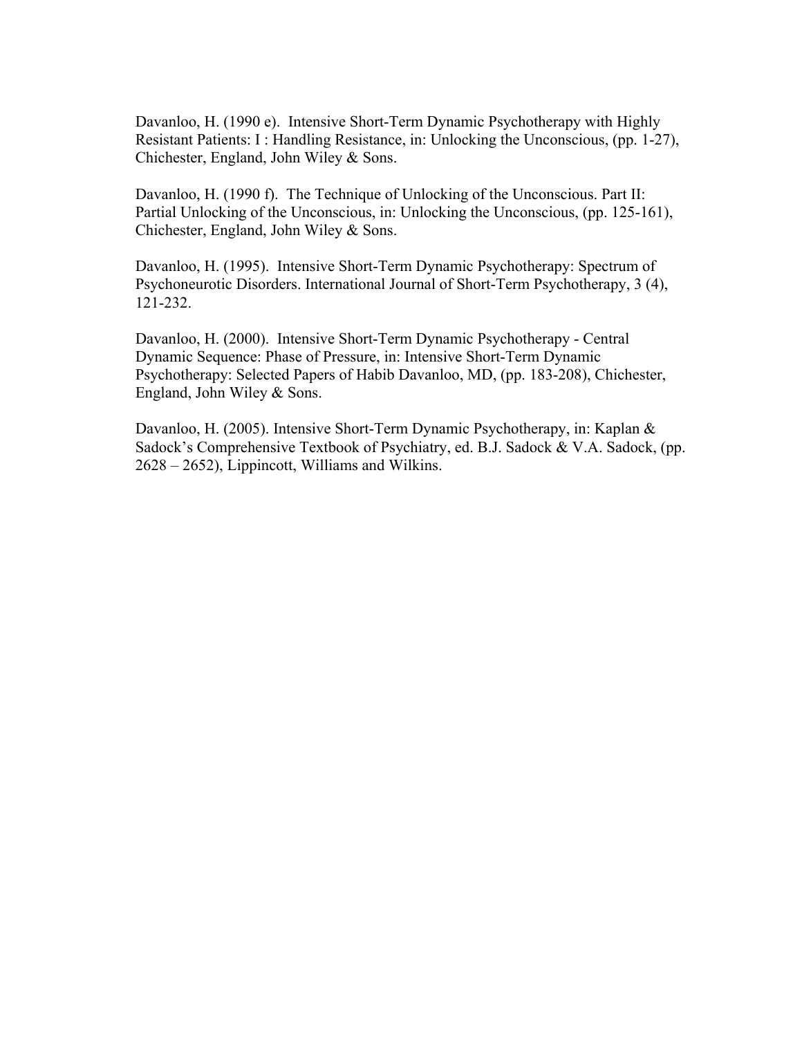Davanloo, H. (1990 e). Intensive Short-Term Dynamic Psychotherapy with Highly Resistant Patients: I : Handling Resistance, in: Unlocking the Unconscious, (pp. 1-27), Chichester, England, John Wiley & Sons.

Davanloo, H. (1990 f). The Technique of Unlocking of the Unconscious. Part II: Partial Unlocking of the Unconscious, in: Unlocking the Unconscious, (pp. 125-161), Chichester, England, John Wiley & Sons.

Davanloo, H. (1995). Intensive Short-Term Dynamic Psychotherapy: Spectrum of Psychoneurotic Disorders. International Journal of Short-Term Psychotherapy, 3 (4), 121-232.

Davanloo, H. (2000). Intensive Short-Term Dynamic Psychotherapy - Central Dynamic Sequence: Phase of Pressure, in: Intensive Short-Term Dynamic Psychotherapy: Selected Papers of Habib Davanloo, MD, (pp. 183-208), Chichester, England, John Wiley & Sons.

Davanloo, H. (2005). Intensive Short-Term Dynamic Psychotherapy, in: Kaplan & Sadock's Comprehensive Textbook of Psychiatry, ed. B.J. Sadock & V.A. Sadock, (pp. 2628 – 2652), Lippincott, Williams and Wilkins.